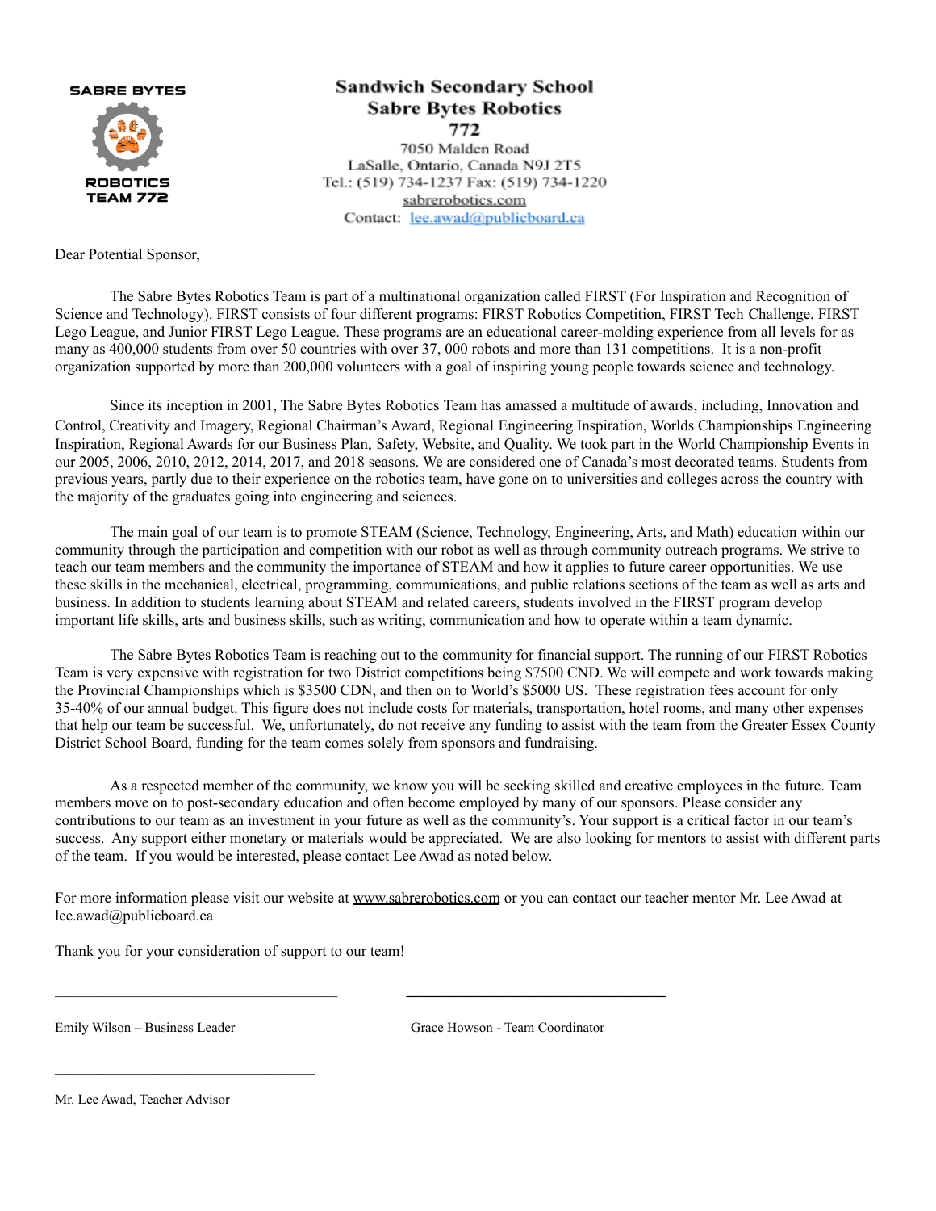SABRE BYTES

ROBOTICS TEAM 772

**Sandwich Secondary School**
**Sabre Bytes Robotics**
**772**
7050 Malden Road
LaSalle, Ontario, Canada N9J 2T5
Tel.: (519) 734-1237 Fax: (519) 734-1220
sabrerobotics.com
Contact: lee.awad@publicboard.ca

Dear Potential Sponsor,

The Sabre Bytes Robotics Team is part of a multinational organization called FIRST (For Inspiration and Recognition of Science and Technology). FIRST consists of four different programs: FIRST Robotics Competition, FIRST Tech Challenge, FIRST Lego League, and Junior FIRST Lego League. These programs are an educational career-molding experience from all levels for as many as 400,000 students from over 50 countries with over 37, 000 robots and more than 131 competitions. It is a non-profit organization supported by more than 200,000 volunteers with a goal of inspiring young people towards science and technology.

Since its inception in 2001, The Sabre Bytes Robotics Team has amassed a multitude of awards, including, Innovation and Control, Creativity and Imagery, Regional Chairman's Award, Regional Engineering Inspiration, Worlds Championships Engineering Inspiration, Regional Awards for our Business Plan, Safety, Website, and Quality. We took part in the World Championship Events in our 2005, 2006, 2010, 2012, 2014, 2017, and 2018 seasons. We are considered one of Canada's most decorated teams. Students from previous years, partly due to their experience on the robotics team, have gone on to universities and colleges across the country with the majority of the graduates going into engineering and sciences.

The main goal of our team is to promote STEAM (Science, Technology, Engineering, Arts, and Math) education within our community through the participation and competition with our robot as well as through community outreach programs. We strive to teach our team members and the community the importance of STEAM and how it applies to future career opportunities. We use these skills in the mechanical, electrical, programming, communications, and public relations sections of the team as well as arts and business. In addition to students learning about STEAM and related careers, students involved in the FIRST program develop important life skills, arts and business skills, such as writing, communication and how to operate within a team dynamic.

The Sabre Bytes Robotics Team is reaching out to the community for financial support. The running of our FIRST Robotics Team is very expensive with registration for two District competitions being $7500 CND. We will compete and work towards making the Provincial Championships which is $3500 CDN, and then on to World's $5000 US. These registration fees account for only 35-40% of our annual budget. This figure does not include costs for materials, transportation, hotel rooms, and many other expenses that help our team be successful. We, unfortunately, do not receive any funding to assist with the team from the Greater Essex County District School Board, funding for the team comes solely from sponsors and fundraising.

As a respected member of the community, we know you will be seeking skilled and creative employees in the future. Team members move on to post-secondary education and often become employed by many of our sponsors. Please consider any contributions to our team as an investment in your future as well as the community's. Your support is a critical factor in our team's success. Any support either monetary or materials would be appreciated. We are also looking for mentors to assist with different parts of the team. If you would be interested, please contact Lee Awad as noted below.

For more information please visit our website at www.sabrerobotics.com or you can contact our teacher mentor Mr. Lee Awad at lee.awad@publicboard.ca

Thank you for your consideration of support to our team!

\_\_\_\_\_\_\_\_\_\_\_\_\_\_\_\_\_\_\_\_\_\_\_\_\_\_\_\_\_\_\_\_\_\_\_\_\_\_ \_\_\_\_\_\_\_\_\_\_\_\_\_\_\_\_\_\_\_\_\_\_\_\_\_\_\_\_\_\_\_\_\_\_\_\_\_\_

Emily Wilson – Business Leader Grace Howson - Team Coordinator

\_\_\_\_\_\_\_\_\_\_\_\_\_\_\_\_\_\_\_\_\_\_\_\_\_\_\_\_\_\_\_\_\_\_\_\_\_\_

Mr. Lee Awad, Teacher Advisor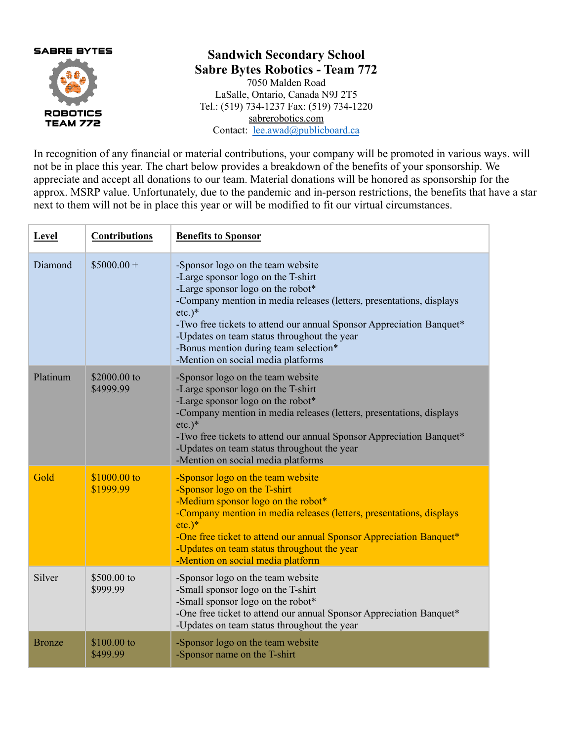SABRE BYTES

ROBOTICS TEAM 772

**Sandwich Secondary School**
**Sabre Bytes Robotics - Team 772**
7050 Malden Road
LaSalle, Ontario, Canada N9J 2T5
Tel.: (519) 734-1237 Fax: (519) 734-1220
sabrerobotics.com
Contact: lee.awad@publicboard.ca

In recognition of any financial or material contributions, your company will be promoted in various ways. will not be in place this year. The chart below provides a breakdown of the benefits of your sponsorship. We appreciate and accept all donations to our team. Material donations will be honored as sponsorship for the approx. MSRP value. Unfortunately, due to the pandemic and in-person restrictions, the benefits that have a star next to them will not be in place this year or will be modified to fit our virtual circumstances.

| **Level** | **Contributions** | **Benefits to Sponsor** |
|---|---|---|
| Diamond | $5000.00 + | -Sponsor logo on the team website<br>-Large sponsor logo on the T-shirt<br>-Large sponsor logo on the robot*<br>-Company mention in media releases (letters, presentations, displays etc.)*<br>-Two free tickets to attend our annual Sponsor Appreciation Banquet*<br>-Updates on team status throughout the year<br>-Bonus mention during team selection*<br>-Mention on social media platforms |
| Platinum | $2000.00 to $4999.99 | -Sponsor logo on the team website<br>-Large sponsor logo on the T-shirt<br>-Large sponsor logo on the robot*<br>-Company mention in media releases (letters, presentations, displays etc.)*<br>-Two free tickets to attend our annual Sponsor Appreciation Banquet*<br>-Updates on team status throughout the year<br>-Mention on social media platforms |
| Gold | $1000.00 to $1999.99 | -Sponsor logo on the team website<br>-Sponsor logo on the T-shirt<br>-Medium sponsor logo on the robot*<br>-Company mention in media releases (letters, presentations, displays etc.)*<br>-One free ticket to attend our annual Sponsor Appreciation Banquet*<br>-Updates on team status throughout the year<br>-Mention on social media platform |
| Silver | $500.00 to $999.99 | -Sponsor logo on the team website<br>-Small sponsor logo on the T-shirt<br>-Small sponsor logo on the robot*<br>-One free ticket to attend our annual Sponsor Appreciation Banquet*<br>-Updates on team status throughout the year |
| Bronze | $100.00 to $499.99 | -Sponsor logo on the team website<br>-Sponsor name on the T-shirt |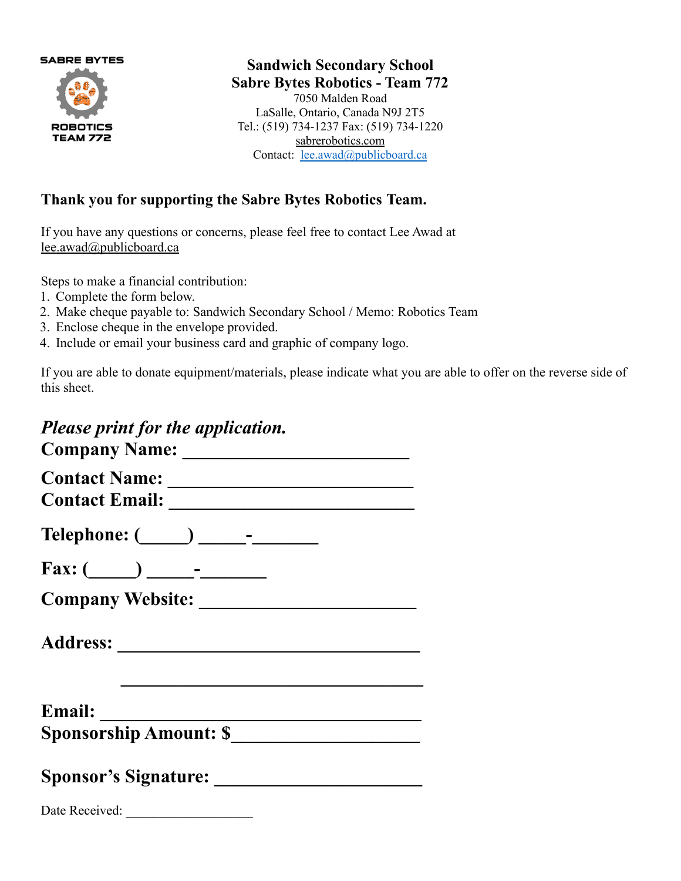SABRE BYTES
ROBOTICS
TEAM 772

**Sandwich Secondary School**
**Sabre Bytes Robotics - Team 772**
7050 Malden Road
LaSalle, Ontario, Canada N9J 2T5
Tel.: (519) 734-1237 Fax: (519) 734-1220
sabrerobotics.com
Contact: lee.awad@publicboard.ca

**Thank you for supporting the Sabre Bytes Robotics Team.**

If you have any questions or concerns, please feel free to contact Lee Awad at lee.awad@publicboard.ca

Steps to make a financial contribution:

1. Complete the form below.
2. Make cheque payable to: Sandwich Secondary School / Memo: Robotics Team
3. Enclose cheque in the envelope provided.
4. Include or email your business card and graphic of company logo.

If you are able to donate equipment/materials, please indicate what you are able to offer on the reverse side of this sheet.

***Please print for the application.***

**Company Name: ________________________**

**Contact Name: __________________________**

**Contact Email: __________________________**

**Telephone: (_____) _____-_______**

**Fax: (_____) _____-_______**

**Company Website: _______________________**

**Address: ________________________________**

**________________________________**

**Email: _________________________________**

**Sponsorship Amount: $____________________**

**Sponsor's Signature: ______________________**

Date Received: ____________________